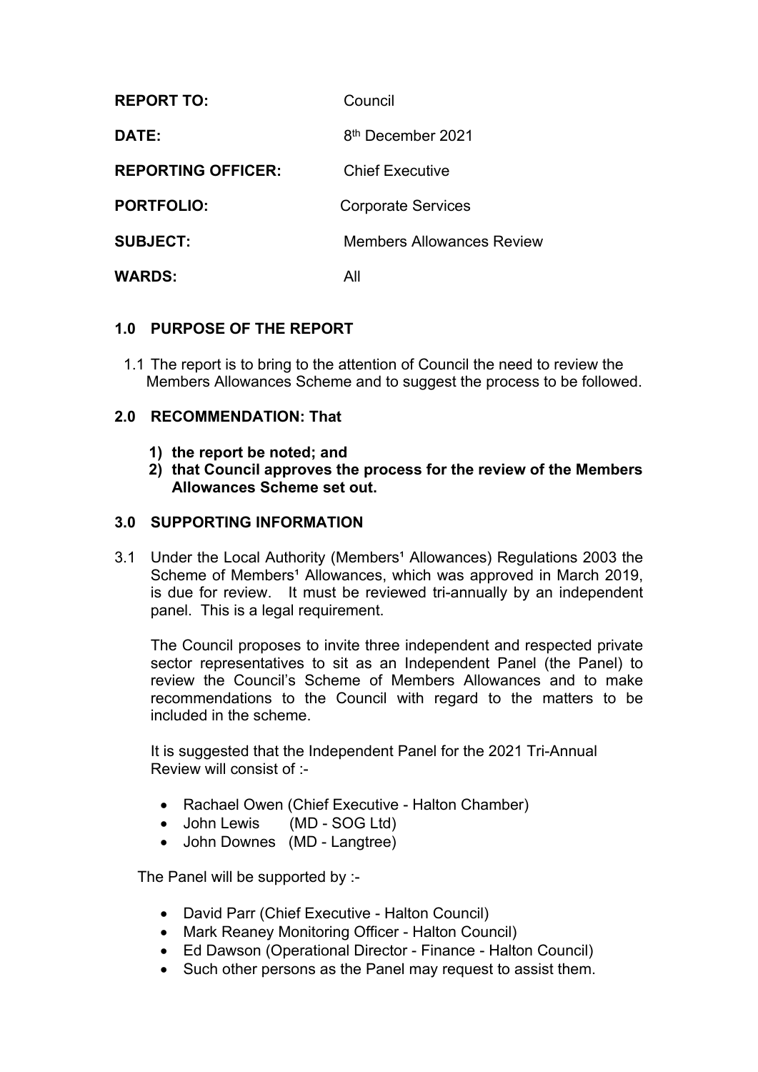| | |
|---|---|
| **REPORT TO:** | Council |
| **DATE:** | 8th December 2021 |
| **REPORTING OFFICER:** | Chief Executive |
| **PORTFOLIO:** | Corporate Services |
| **SUBJECT:** | Members Allowances Review |
| **WARDS:** | All |

## 1.0 PURPOSE OF THE REPORT

1.1 The report is to bring to the attention of Council the need to review the Members Allowances Scheme and to suggest the process to be followed.

## 2.0 RECOMMENDATION: That

1) **the report be noted; and**
2) **that Council approves the process for the review of the Members Allowances Scheme set out.**

## 3.0 SUPPORTING INFORMATION

3.1 Under the Local Authority (Members¹ Allowances) Regulations 2003 the Scheme of Members¹ Allowances, which was approved in March 2019, is due for review. It must be reviewed tri-annually by an independent panel. This is a legal requirement.

The Council proposes to invite three independent and respected private sector representatives to sit as an Independent Panel (the Panel) to review the Council's Scheme of Members Allowances and to make recommendations to the Council with regard to the matters to be included in the scheme.

It is suggested that the Independent Panel for the 2021 Tri-Annual Review will consist of :-

- Rachael Owen (Chief Executive - Halton Chamber)
- John Lewis (MD - SOG Ltd)
- John Downes (MD - Langtree)

The Panel will be supported by :-

- David Parr (Chief Executive - Halton Council)
- Mark Reaney Monitoring Officer - Halton Council)
- Ed Dawson (Operational Director - Finance - Halton Council)
- Such other persons as the Panel may request to assist them.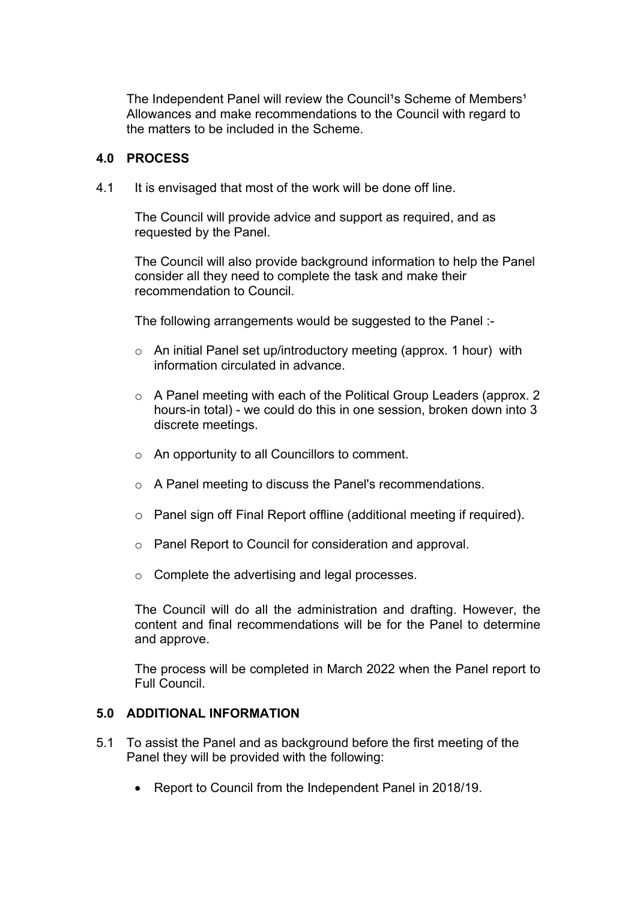The Independent Panel will review the Council¹s Scheme of Members¹ Allowances and make recommendations to the Council with regard to the matters to be included in the Scheme.

## 4.0 PROCESS

4.1 It is envisaged that most of the work will be done off line.

The Council will provide advice and support as required, and as requested by the Panel.

The Council will also provide background information to help the Panel consider all they need to complete the task and make their recommendation to Council.

The following arrangements would be suggested to the Panel :-

- An initial Panel set up/introductory meeting (approx. 1 hour) with information circulated in advance.
- A Panel meeting with each of the Political Group Leaders (approx. 2 hours-in total) - we could do this in one session, broken down into 3 discrete meetings.
- An opportunity to all Councillors to comment.
- A Panel meeting to discuss the Panel's recommendations.
- Panel sign off Final Report offline (additional meeting if required).
- Panel Report to Council for consideration and approval.
- Complete the advertising and legal processes.

The Council will do all the administration and drafting. However, the content and final recommendations will be for the Panel to determine and approve.

The process will be completed in March 2022 when the Panel report to Full Council.

## 5.0 ADDITIONAL INFORMATION

5.1 To assist the Panel and as background before the first meeting of the Panel they will be provided with the following:

- Report to Council from the Independent Panel in 2018/19.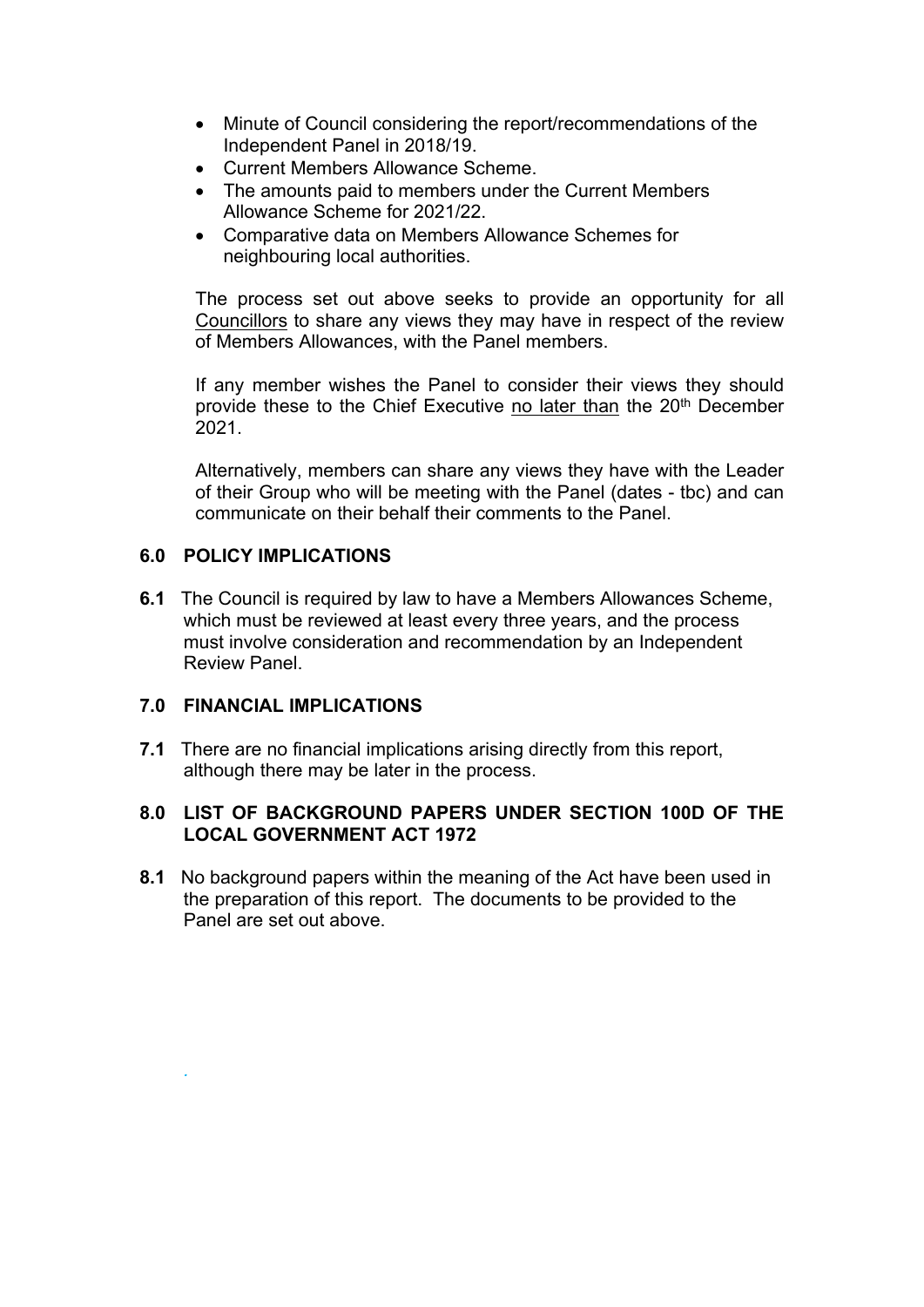- Minute of Council considering the report/recommendations of the Independent Panel in 2018/19.
- Current Members Allowance Scheme.
- The amounts paid to members under the Current Members Allowance Scheme for 2021/22.
- Comparative data on Members Allowance Schemes for neighbouring local authorities.

The process set out above seeks to provide an opportunity for all Councillors to share any views they may have in respect of the review of Members Allowances, with the Panel members.

If any member wishes the Panel to consider their views they should provide these to the Chief Executive no later than the 20th December 2021.

Alternatively, members can share any views they have with the Leader of their Group who will be meeting with the Panel (dates - tbc) and can communicate on their behalf their comments to the Panel.

## 6.0 POLICY IMPLICATIONS

**6.1** The Council is required by law to have a Members Allowances Scheme, which must be reviewed at least every three years, and the process must involve consideration and recommendation by an Independent Review Panel.

## 7.0 FINANCIAL IMPLICATIONS

**7.1** There are no financial implications arising directly from this report, although there may be later in the process.

## 8.0 LIST OF BACKGROUND PAPERS UNDER SECTION 100D OF THE LOCAL GOVERNMENT ACT 1972

**8.1** No background papers within the meaning of the Act have been used in the preparation of this report. The documents to be provided to the Panel are set out above.